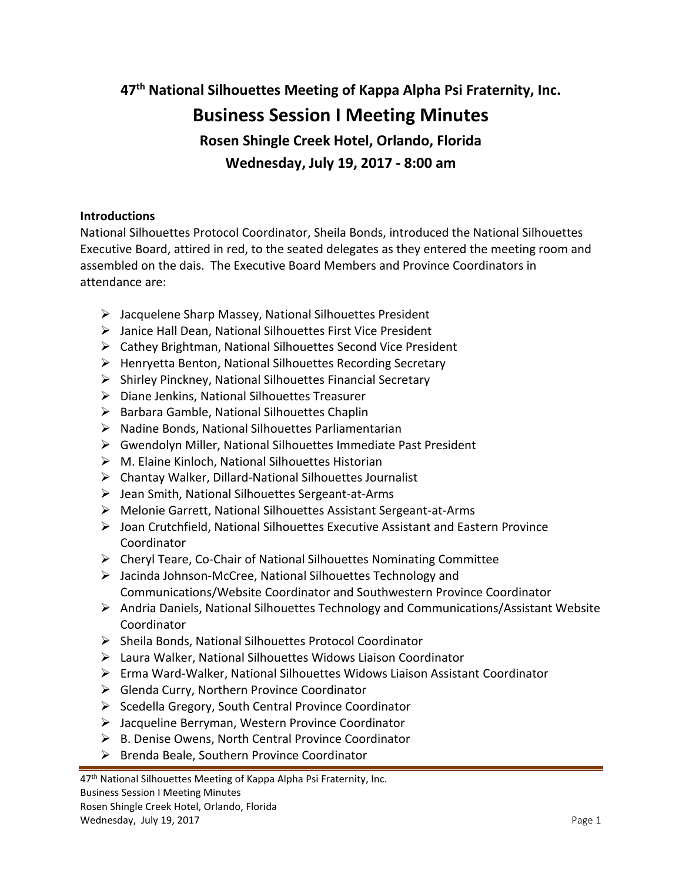# 47th National Silhouettes Meeting of Kappa Alpha Psi Fraternity, Inc.

## Business Session I Meeting Minutes

### Rosen Shingle Creek Hotel, Orlando, Florida

### Wednesday, July 19, 2017 - 8:00 am

**Introductions**

National Silhouettes Protocol Coordinator, Sheila Bonds, introduced the National Silhouettes Executive Board, attired in red, to the seated delegates as they entered the meeting room and assembled on the dais. The Executive Board Members and Province Coordinators in attendance are:

- Jacquelene Sharp Massey, National Silhouettes President
- Janice Hall Dean, National Silhouettes First Vice President
- Cathey Brightman, National Silhouettes Second Vice President
- Henryetta Benton, National Silhouettes Recording Secretary
- Shirley Pinckney, National Silhouettes Financial Secretary
- Diane Jenkins, National Silhouettes Treasurer
- Barbara Gamble, National Silhouettes Chaplin
- Nadine Bonds, National Silhouettes Parliamentarian
- Gwendolyn Miller, National Silhouettes Immediate Past President
- M. Elaine Kinloch, National Silhouettes Historian
- Chantay Walker, Dillard-National Silhouettes Journalist
- Jean Smith, National Silhouettes Sergeant-at-Arms
- Melonie Garrett, National Silhouettes Assistant Sergeant-at-Arms
- Joan Crutchfield, National Silhouettes Executive Assistant and Eastern Province Coordinator
- Cheryl Teare, Co-Chair of National Silhouettes Nominating Committee
- Jacinda Johnson-McCree, National Silhouettes Technology and Communications/Website Coordinator and Southwestern Province Coordinator
- Andria Daniels, National Silhouettes Technology and Communications/Assistant Website Coordinator
- Sheila Bonds, National Silhouettes Protocol Coordinator
- Laura Walker, National Silhouettes Widows Liaison Coordinator
- Erma Ward-Walker, National Silhouettes Widows Liaison Assistant Coordinator
- Glenda Curry, Northern Province Coordinator
- Scedella Gregory, South Central Province Coordinator
- Jacqueline Berryman, Western Province Coordinator
- B. Denise Owens, North Central Province Coordinator
- Brenda Beale, Southern Province Coordinator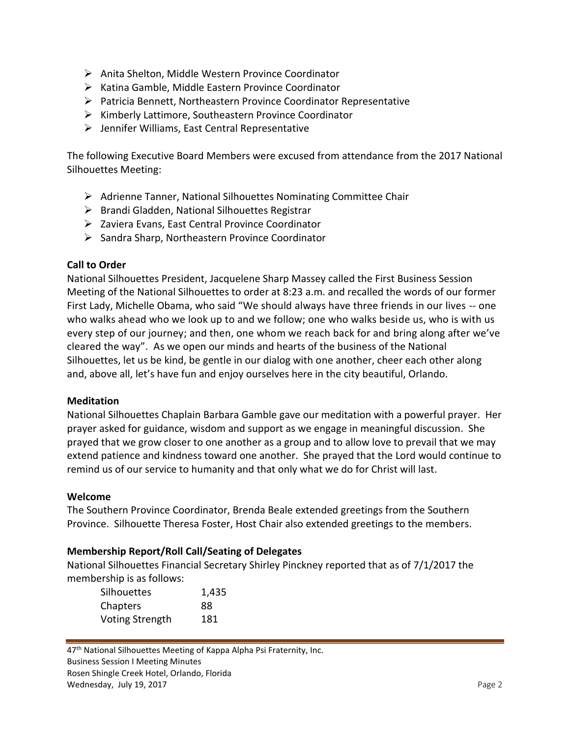- Anita Shelton, Middle Western Province Coordinator
- Katina Gamble, Middle Eastern Province Coordinator
- Patricia Bennett, Northeastern Province Coordinator Representative
- Kimberly Lattimore, Southeastern Province Coordinator
- Jennifer Williams, East Central Representative

The following Executive Board Members were excused from attendance from the 2017 National Silhouettes Meeting:

- Adrienne Tanner, National Silhouettes Nominating Committee Chair
- Brandi Gladden, National Silhouettes Registrar
- Zaviera Evans, East Central Province Coordinator
- Sandra Sharp, Northeastern Province Coordinator

**Call to Order**

National Silhouettes President, Jacquelene Sharp Massey called the First Business Session Meeting of the National Silhouettes to order at 8:23 a.m. and recalled the words of our former First Lady, Michelle Obama, who said "We should always have three friends in our lives -- one who walks ahead who we look up to and we follow; one who walks beside us, who is with us every step of our journey; and then, one whom we reach back for and bring along after we've cleared the way". As we open our minds and hearts of the business of the National Silhouettes, let us be kind, be gentle in our dialog with one another, cheer each other along and, above all, let's have fun and enjoy ourselves here in the city beautiful, Orlando.

**Meditation**

National Silhouettes Chaplain Barbara Gamble gave our meditation with a powerful prayer. Her prayer asked for guidance, wisdom and support as we engage in meaningful discussion. She prayed that we grow closer to one another as a group and to allow love to prevail that we may extend patience and kindness toward one another. She prayed that the Lord would continue to remind us of our service to humanity and that only what we do for Christ will last.

**Welcome**

The Southern Province Coordinator, Brenda Beale extended greetings from the Southern Province. Silhouette Theresa Foster, Host Chair also extended greetings to the members.

**Membership Report/Roll Call/Seating of Delegates**

National Silhouettes Financial Secretary Shirley Pinckney reported that as of 7/1/2017 the membership is as follows:

| | |
|---|---|
| Silhouettes | 1,435 |
| Chapters | 88 |
| Voting Strength | 181 |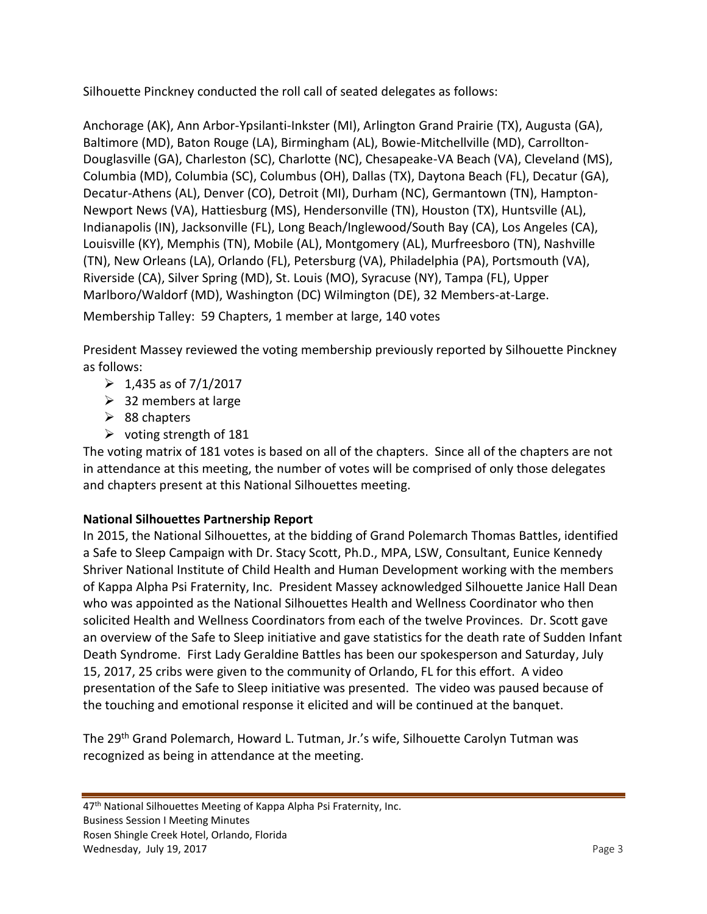Silhouette Pinckney conducted the roll call of seated delegates as follows:

Anchorage (AK), Ann Arbor-Ypsilanti-Inkster (MI), Arlington Grand Prairie (TX), Augusta (GA), Baltimore (MD), Baton Rouge (LA), Birmingham (AL), Bowie-Mitchellville (MD), Carrollton-Douglasville (GA), Charleston (SC), Charlotte (NC), Chesapeake-VA Beach (VA), Cleveland (MS), Columbia (MD), Columbia (SC), Columbus (OH), Dallas (TX), Daytona Beach (FL), Decatur (GA), Decatur-Athens (AL), Denver (CO), Detroit (MI), Durham (NC), Germantown (TN), Hampton-Newport News (VA), Hattiesburg (MS), Hendersonville (TN), Houston (TX), Huntsville (AL), Indianapolis (IN), Jacksonville (FL), Long Beach/Inglewood/South Bay (CA), Los Angeles (CA), Louisville (KY), Memphis (TN), Mobile (AL), Montgomery (AL), Murfreesboro (TN), Nashville (TN), New Orleans (LA), Orlando (FL), Petersburg (VA), Philadelphia (PA), Portsmouth (VA), Riverside (CA), Silver Spring (MD), St. Louis (MO), Syracuse (NY), Tampa (FL), Upper Marlboro/Waldorf (MD), Washington (DC) Wilmington (DE), 32 Members-at-Large.

Membership Talley: 59 Chapters, 1 member at large, 140 votes

President Massey reviewed the voting membership previously reported by Silhouette Pinckney as follows:

- 1,435 as of 7/1/2017
- 32 members at large
- 88 chapters
- voting strength of 181

The voting matrix of 181 votes is based on all of the chapters. Since all of the chapters are not in attendance at this meeting, the number of votes will be comprised of only those delegates and chapters present at this National Silhouettes meeting.

**National Silhouettes Partnership Report**

In 2015, the National Silhouettes, at the bidding of Grand Polemarch Thomas Battles, identified a Safe to Sleep Campaign with Dr. Stacy Scott, Ph.D., MPA, LSW, Consultant, Eunice Kennedy Shriver National Institute of Child Health and Human Development working with the members of Kappa Alpha Psi Fraternity, Inc. President Massey acknowledged Silhouette Janice Hall Dean who was appointed as the National Silhouettes Health and Wellness Coordinator who then solicited Health and Wellness Coordinators from each of the twelve Provinces. Dr. Scott gave an overview of the Safe to Sleep initiative and gave statistics for the death rate of Sudden Infant Death Syndrome. First Lady Geraldine Battles has been our spokesperson and Saturday, July 15, 2017, 25 cribs were given to the community of Orlando, FL for this effort. A video presentation of the Safe to Sleep initiative was presented. The video was paused because of the touching and emotional response it elicited and will be continued at the banquet.

The 29th Grand Polemarch, Howard L. Tutman, Jr.'s wife, Silhouette Carolyn Tutman was recognized as being in attendance at the meeting.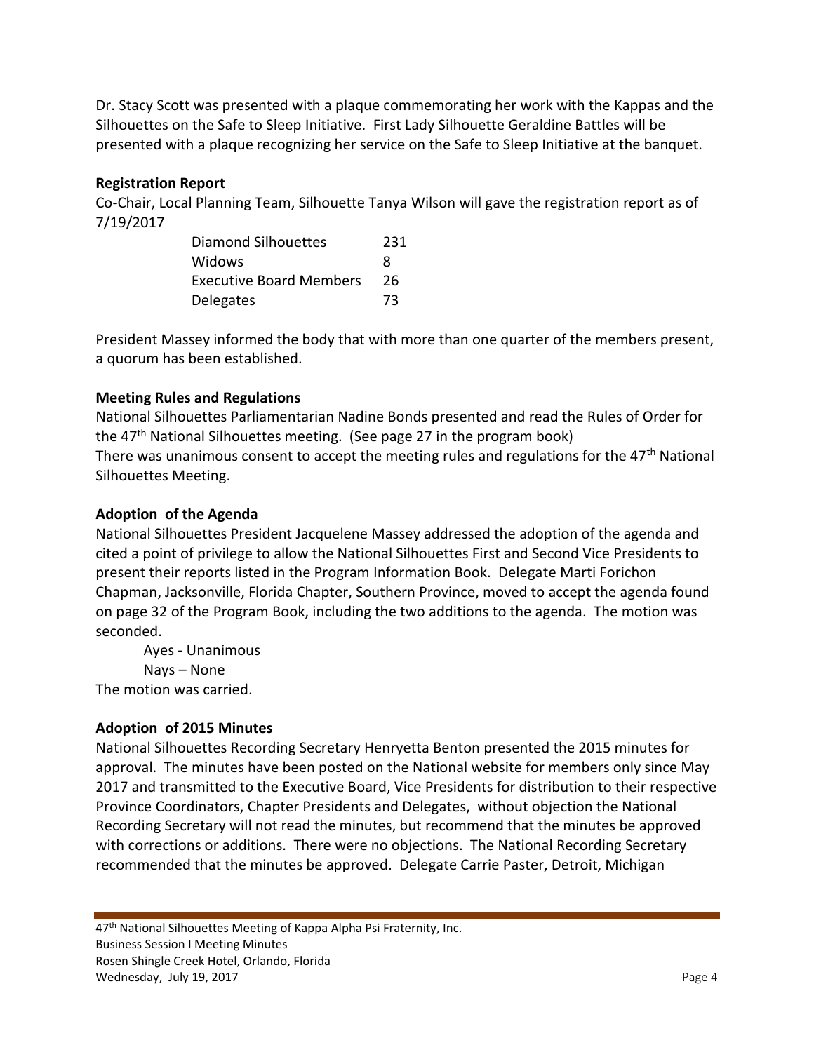Dr. Stacy Scott was presented with a plaque commemorating her work with the Kappas and the Silhouettes on the Safe to Sleep Initiative. First Lady Silhouette Geraldine Battles will be presented with a plaque recognizing her service on the Safe to Sleep Initiative at the banquet.

**Registration Report**

Co-Chair, Local Planning Team, Silhouette Tanya Wilson will gave the registration report as of 7/19/2017

| | |
|---|---|
| Diamond Silhouettes | 231 |
| Widows | 8 |
| Executive Board Members | 26 |
| Delegates | 73 |

President Massey informed the body that with more than one quarter of the members present, a quorum has been established.

**Meeting Rules and Regulations**

National Silhouettes Parliamentarian Nadine Bonds presented and read the Rules of Order for the 47th National Silhouettes meeting. (See page 27 in the program book)
There was unanimous consent to accept the meeting rules and regulations for the 47th National Silhouettes Meeting.

**Adoption of the Agenda**

National Silhouettes President Jacquelene Massey addressed the adoption of the agenda and cited a point of privilege to allow the National Silhouettes First and Second Vice Presidents to present their reports listed in the Program Information Book. Delegate Marti Forichon Chapman, Jacksonville, Florida Chapter, Southern Province, moved to accept the agenda found on page 32 of the Program Book, including the two additions to the agenda. The motion was seconded.

Ayes - Unanimous
Nays – None

The motion was carried.

**Adoption of 2015 Minutes**

National Silhouettes Recording Secretary Henryetta Benton presented the 2015 minutes for approval. The minutes have been posted on the National website for members only since May 2017 and transmitted to the Executive Board, Vice Presidents for distribution to their respective Province Coordinators, Chapter Presidents and Delegates, without objection the National Recording Secretary will not read the minutes, but recommend that the minutes be approved with corrections or additions. There were no objections. The National Recording Secretary recommended that the minutes be approved. Delegate Carrie Paster, Detroit, Michigan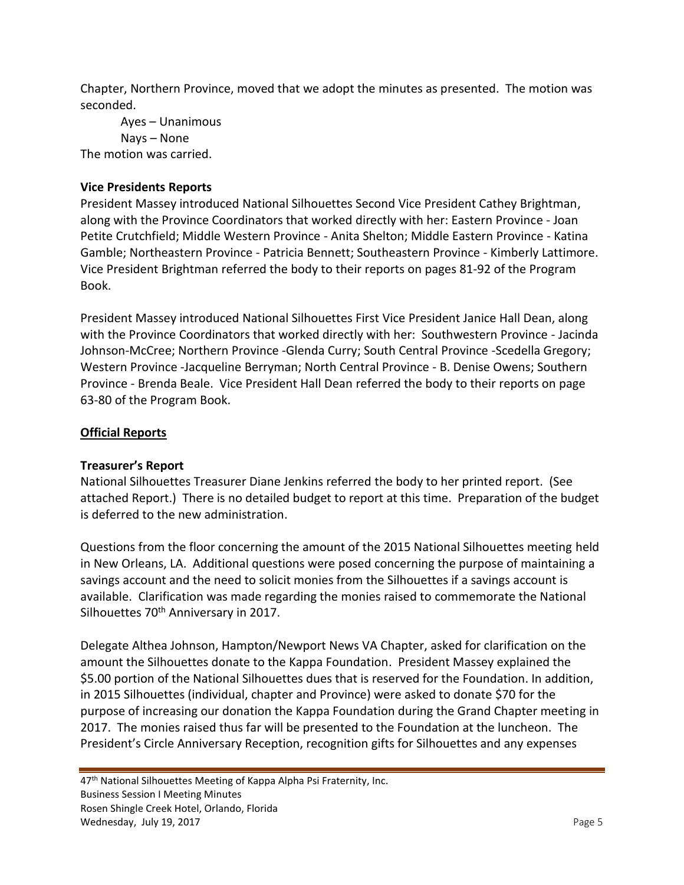Chapter, Northern Province, moved that we adopt the minutes as presented. The motion was seconded.

Ayes – Unanimous
Nays – None

The motion was carried.

**Vice Presidents Reports**

President Massey introduced National Silhouettes Second Vice President Cathey Brightman, along with the Province Coordinators that worked directly with her: Eastern Province - Joan Petite Crutchfield; Middle Western Province - Anita Shelton; Middle Eastern Province - Katina Gamble; Northeastern Province - Patricia Bennett; Southeastern Province - Kimberly Lattimore. Vice President Brightman referred the body to their reports on pages 81-92 of the Program Book.

President Massey introduced National Silhouettes First Vice President Janice Hall Dean, along with the Province Coordinators that worked directly with her: Southwestern Province - Jacinda Johnson-McCree; Northern Province -Glenda Curry; South Central Province -Scedella Gregory; Western Province -Jacqueline Berryman; North Central Province - B. Denise Owens; Southern Province - Brenda Beale. Vice President Hall Dean referred the body to their reports on page 63-80 of the Program Book.

**Official Reports**

**Treasurer's Report**

National Silhouettes Treasurer Diane Jenkins referred the body to her printed report. (See attached Report.) There is no detailed budget to report at this time. Preparation of the budget is deferred to the new administration.

Questions from the floor concerning the amount of the 2015 National Silhouettes meeting held in New Orleans, LA. Additional questions were posed concerning the purpose of maintaining a savings account and the need to solicit monies from the Silhouettes if a savings account is available. Clarification was made regarding the monies raised to commemorate the National Silhouettes 70th Anniversary in 2017.

Delegate Althea Johnson, Hampton/Newport News VA Chapter, asked for clarification on the amount the Silhouettes donate to the Kappa Foundation. President Massey explained the $5.00 portion of the National Silhouettes dues that is reserved for the Foundation. In addition, in 2015 Silhouettes (individual, chapter and Province) were asked to donate $70 for the purpose of increasing our donation the Kappa Foundation during the Grand Chapter meeting in 2017. The monies raised thus far will be presented to the Foundation at the luncheon. The President's Circle Anniversary Reception, recognition gifts for Silhouettes and any expenses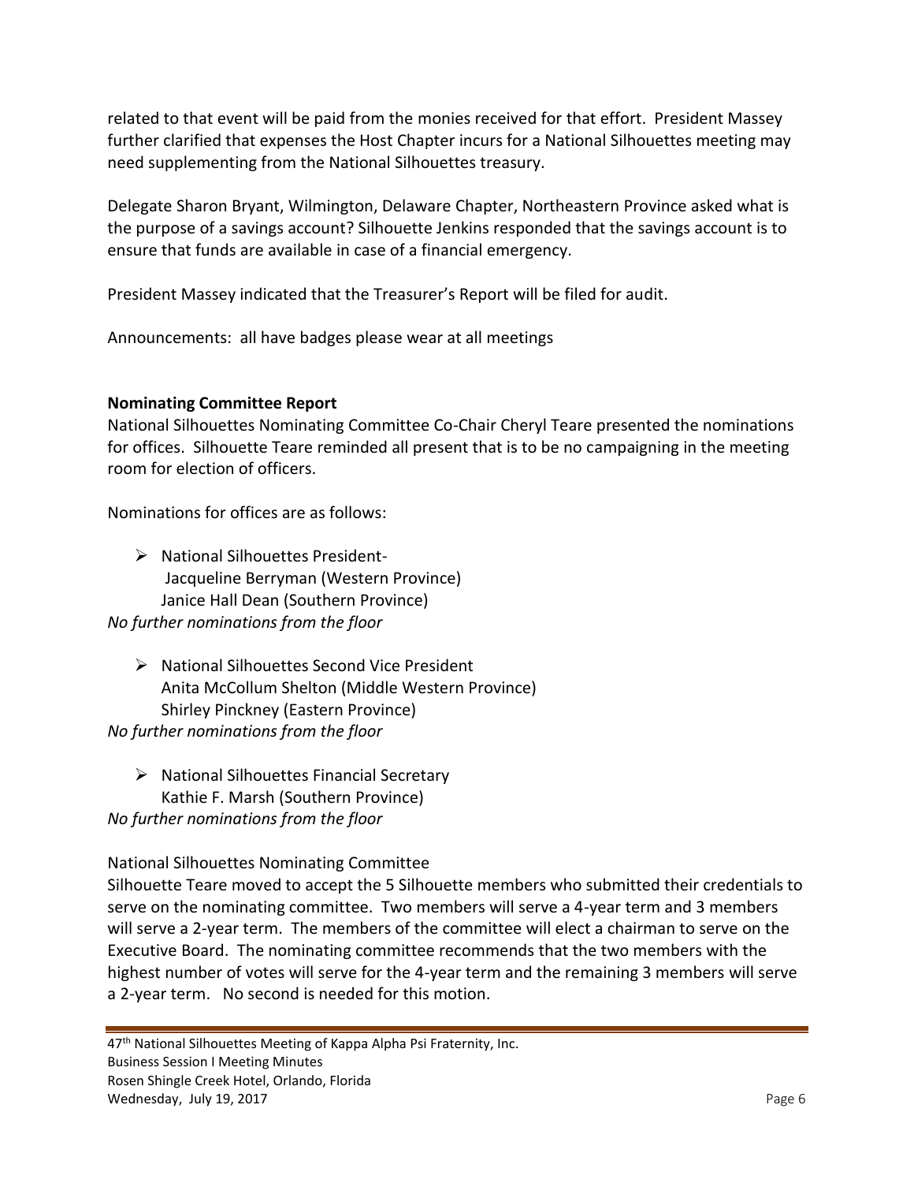related to that event will be paid from the monies received for that effort. President Massey further clarified that expenses the Host Chapter incurs for a National Silhouettes meeting may need supplementing from the National Silhouettes treasury.

Delegate Sharon Bryant, Wilmington, Delaware Chapter, Northeastern Province asked what is the purpose of a savings account? Silhouette Jenkins responded that the savings account is to ensure that funds are available in case of a financial emergency.

President Massey indicated that the Treasurer's Report will be filed for audit.

Announcements: all have badges please wear at all meetings

**Nominating Committee Report**

National Silhouettes Nominating Committee Co-Chair Cheryl Teare presented the nominations for offices. Silhouette Teare reminded all present that is to be no campaigning in the meeting room for election of officers.

Nominations for offices are as follows:

- National Silhouettes President-
  Jacqueline Berryman (Western Province)
  Janice Hall Dean (Southern Province)

*No further nominations from the floor*

- National Silhouettes Second Vice President
  Anita McCollum Shelton (Middle Western Province)
  Shirley Pinckney (Eastern Province)

*No further nominations from the floor*

- National Silhouettes Financial Secretary
  Kathie F. Marsh (Southern Province)

*No further nominations from the floor*

National Silhouettes Nominating Committee

Silhouette Teare moved to accept the 5 Silhouette members who submitted their credentials to serve on the nominating committee. Two members will serve a 4-year term and 3 members will serve a 2-year term. The members of the committee will elect a chairman to serve on the Executive Board. The nominating committee recommends that the two members with the highest number of votes will serve for the 4-year term and the remaining 3 members will serve a 2-year term. No second is needed for this motion.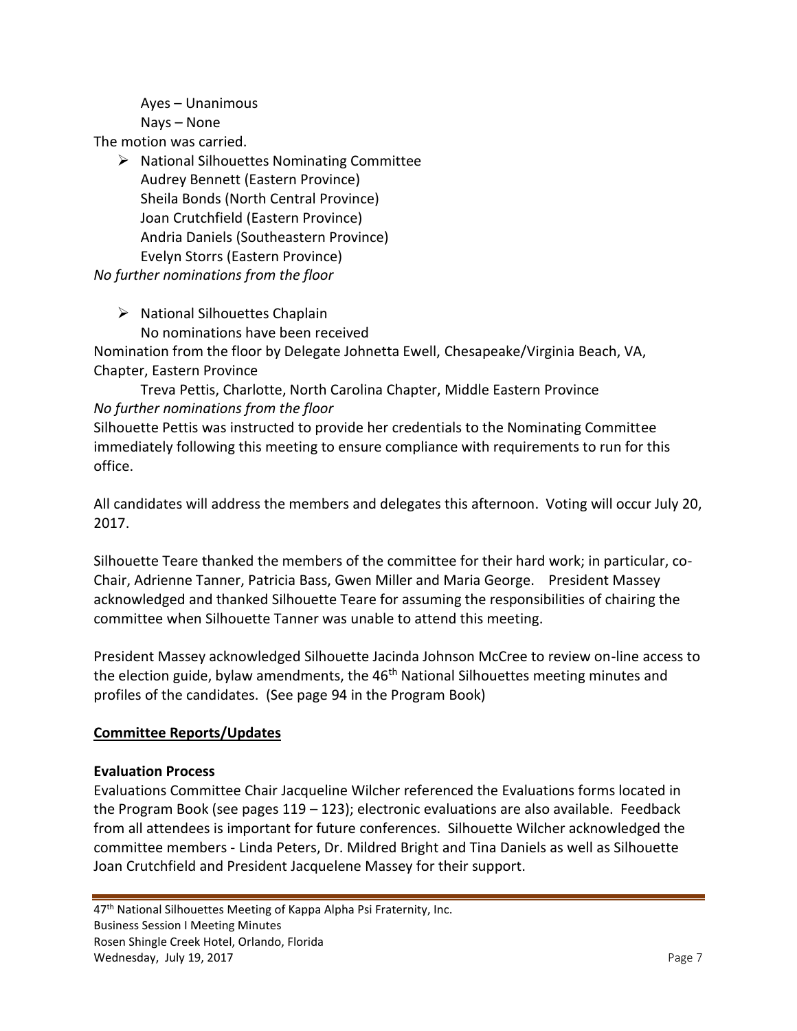Ayes – Unanimous
Nays – None

The motion was carried.

- National Silhouettes Nominating Committee
  Audrey Bennett (Eastern Province)
  Sheila Bonds (North Central Province)
  Joan Crutchfield (Eastern Province)
  Andria Daniels (Southeastern Province)
  Evelyn Storrs (Eastern Province)

*No further nominations from the floor*

- National Silhouettes Chaplain
  No nominations have been received

Nomination from the floor by Delegate Johnetta Ewell, Chesapeake/Virginia Beach, VA, Chapter, Eastern Province

Treva Pettis, Charlotte, North Carolina Chapter, Middle Eastern Province

*No further nominations from the floor*

Silhouette Pettis was instructed to provide her credentials to the Nominating Committee immediately following this meeting to ensure compliance with requirements to run for this office.

All candidates will address the members and delegates this afternoon. Voting will occur July 20, 2017.

Silhouette Teare thanked the members of the committee for their hard work; in particular, co-Chair, Adrienne Tanner, Patricia Bass, Gwen Miller and Maria George. President Massey acknowledged and thanked Silhouette Teare for assuming the responsibilities of chairing the committee when Silhouette Tanner was unable to attend this meeting.

President Massey acknowledged Silhouette Jacinda Johnson McCree to review on-line access to the election guide, bylaw amendments, the 46th National Silhouettes meeting minutes and profiles of the candidates. (See page 94 in the Program Book)

**Committee Reports/Updates**

**Evaluation Process**

Evaluations Committee Chair Jacqueline Wilcher referenced the Evaluations forms located in the Program Book (see pages 119 – 123); electronic evaluations are also available. Feedback from all attendees is important for future conferences. Silhouette Wilcher acknowledged the committee members - Linda Peters, Dr. Mildred Bright and Tina Daniels as well as Silhouette Joan Crutchfield and President Jacquelene Massey for their support.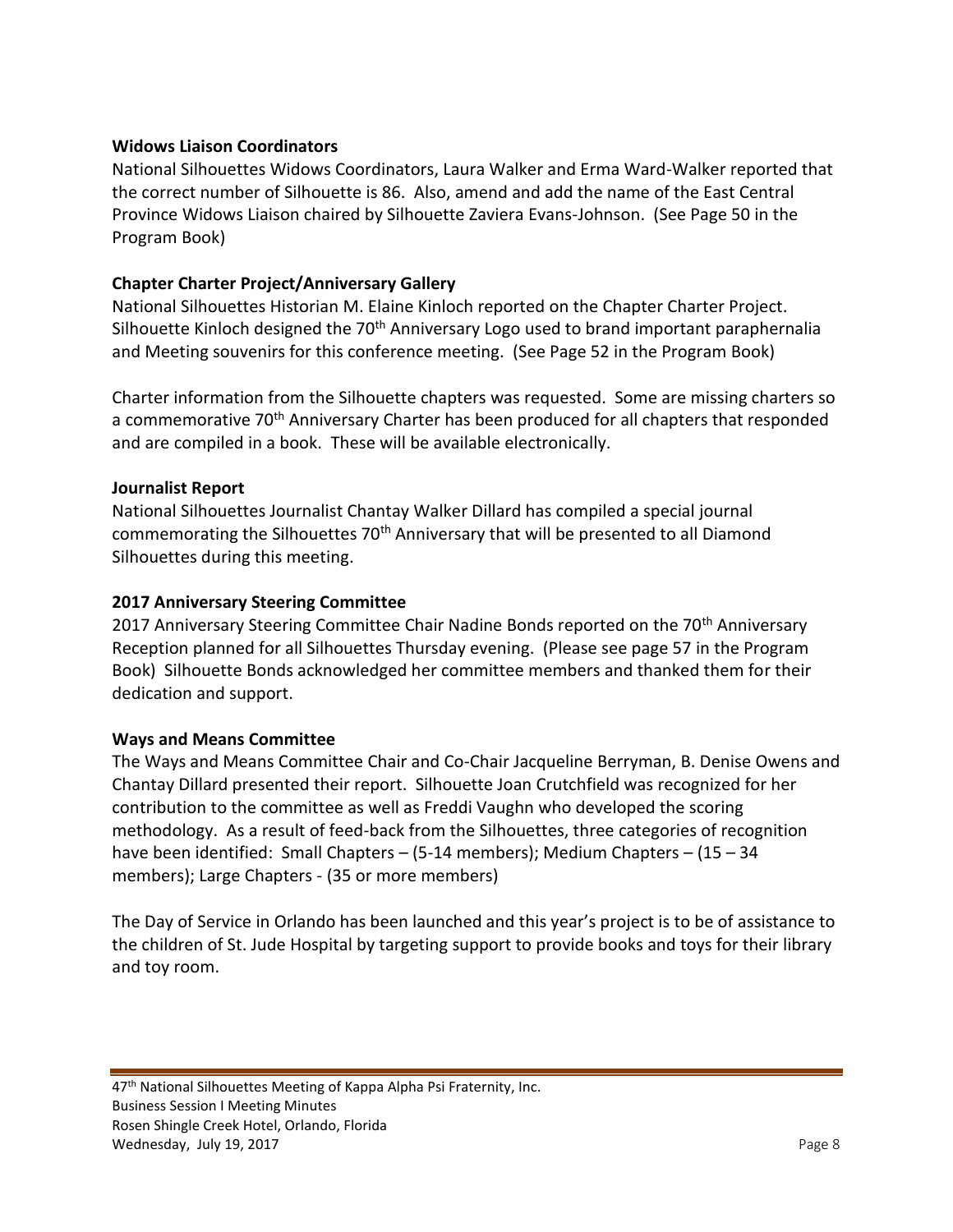**Widows Liaison Coordinators**

National Silhouettes Widows Coordinators, Laura Walker and Erma Ward-Walker reported that the correct number of Silhouette is 86. Also, amend and add the name of the East Central Province Widows Liaison chaired by Silhouette Zaviera Evans-Johnson. (See Page 50 in the Program Book)

**Chapter Charter Project/Anniversary Gallery**

National Silhouettes Historian M. Elaine Kinloch reported on the Chapter Charter Project. Silhouette Kinloch designed the 70th Anniversary Logo used to brand important paraphernalia and Meeting souvenirs for this conference meeting. (See Page 52 in the Program Book)

Charter information from the Silhouette chapters was requested. Some are missing charters so a commemorative 70th Anniversary Charter has been produced for all chapters that responded and are compiled in a book. These will be available electronically.

**Journalist Report**

National Silhouettes Journalist Chantay Walker Dillard has compiled a special journal commemorating the Silhouettes 70th Anniversary that will be presented to all Diamond Silhouettes during this meeting.

**2017 Anniversary Steering Committee**

2017 Anniversary Steering Committee Chair Nadine Bonds reported on the 70th Anniversary Reception planned for all Silhouettes Thursday evening. (Please see page 57 in the Program Book) Silhouette Bonds acknowledged her committee members and thanked them for their dedication and support.

**Ways and Means Committee**

The Ways and Means Committee Chair and Co-Chair Jacqueline Berryman, B. Denise Owens and Chantay Dillard presented their report. Silhouette Joan Crutchfield was recognized for her contribution to the committee as well as Freddi Vaughn who developed the scoring methodology. As a result of feed-back from the Silhouettes, three categories of recognition have been identified: Small Chapters – (5-14 members); Medium Chapters – (15 – 34 members); Large Chapters - (35 or more members)

The Day of Service in Orlando has been launched and this year's project is to be of assistance to the children of St. Jude Hospital by targeting support to provide books and toys for their library and toy room.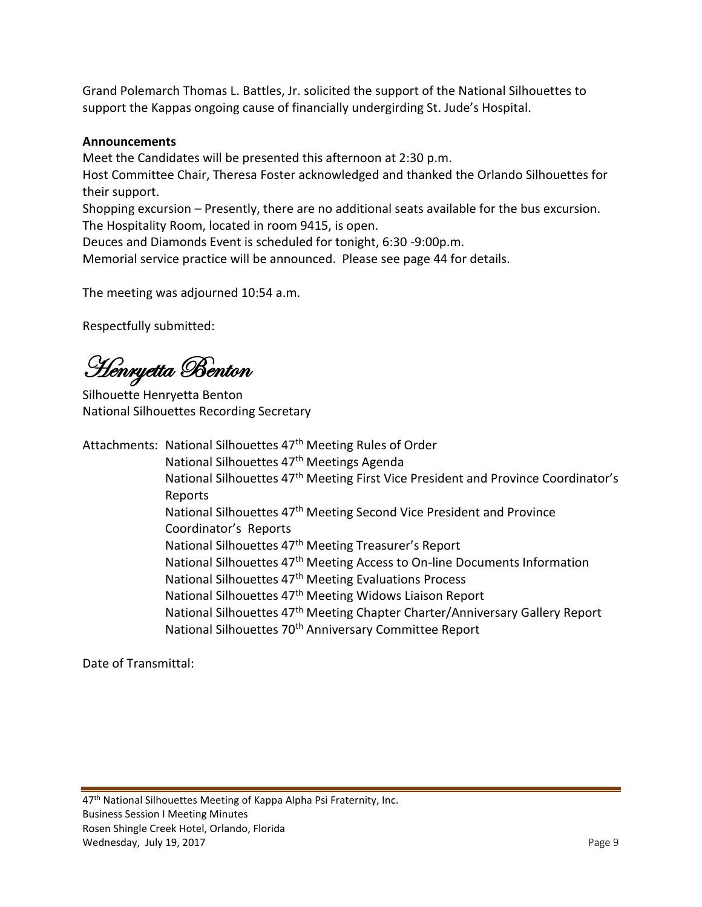Grand Polemarch Thomas L. Battles, Jr. solicited the support of the National Silhouettes to support the Kappas ongoing cause of financially undergirding St. Jude's Hospital.

**Announcements**

Meet the Candidates will be presented this afternoon at 2:30 p.m.
Host Committee Chair, Theresa Foster acknowledged and thanked the Orlando Silhouettes for their support.
Shopping excursion – Presently, there are no additional seats available for the bus excursion.
The Hospitality Room, located in room 9415, is open.
Deuces and Diamonds Event is scheduled for tonight, 6:30 -9:00p.m.
Memorial service practice will be announced. Please see page 44 for details.

The meeting was adjourned 10:54 a.m.

Respectfully submitted:

*Henryetta Benton*

Silhouette Henryetta Benton
National Silhouettes Recording Secretary

Attachments: National Silhouettes 47th Meeting Rules of Order
National Silhouettes 47th Meetings Agenda
National Silhouettes 47th Meeting First Vice President and Province Coordinator's Reports
National Silhouettes 47th Meeting Second Vice President and Province Coordinator's Reports
National Silhouettes 47th Meeting Treasurer's Report
National Silhouettes 47th Meeting Access to On-line Documents Information
National Silhouettes 47th Meeting Evaluations Process
National Silhouettes 47th Meeting Widows Liaison Report
National Silhouettes 47th Meeting Chapter Charter/Anniversary Gallery Report
National Silhouettes 70th Anniversary Committee Report

Date of Transmittal: